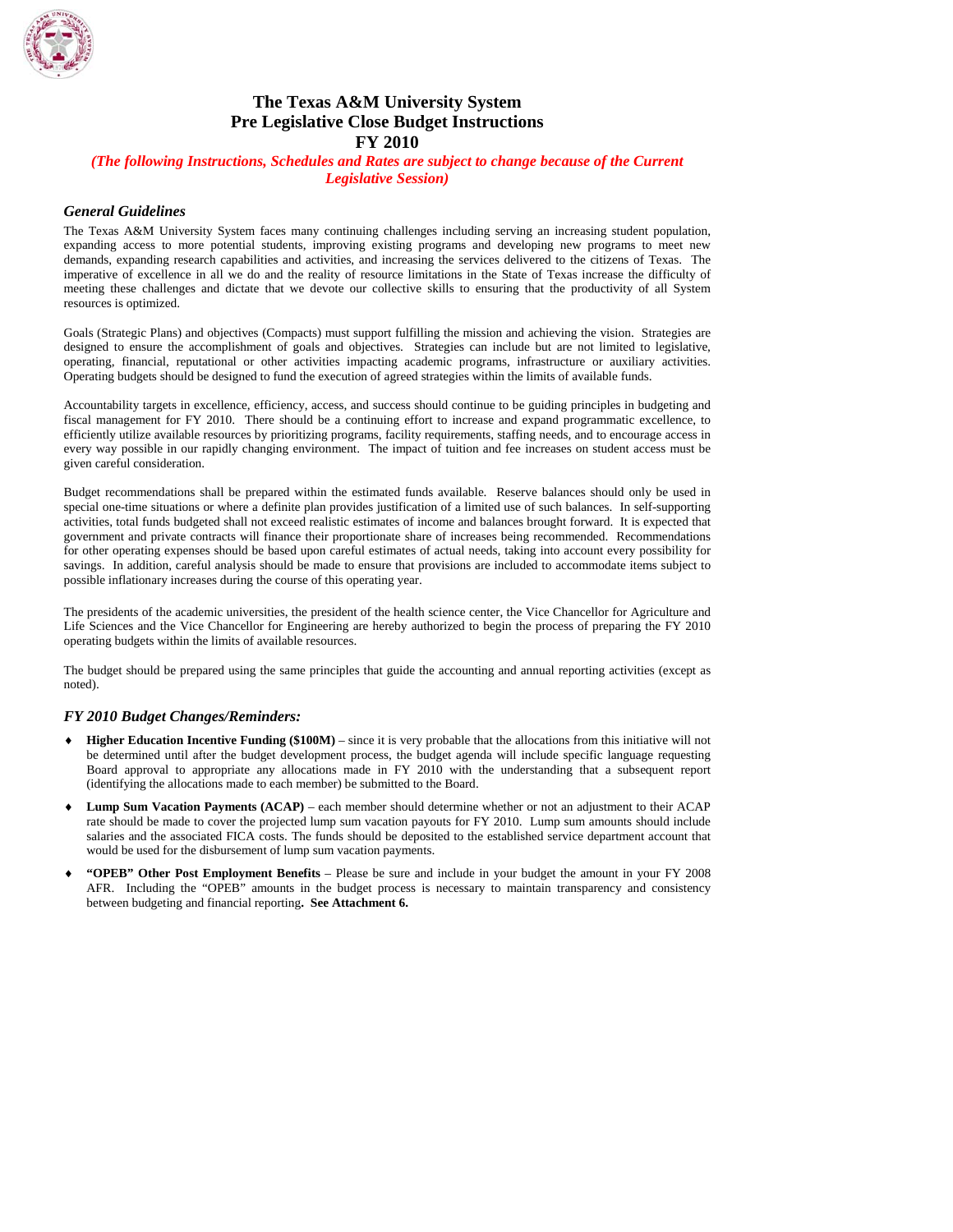# The Texas A&M University System
# Pre Legislative Close Budget Instructions
# FY 2010

***(The following Instructions, Schedules and Rates are subject to change because of the Current Legislative Session)***

### *General Guidelines*

The Texas A&M University System faces many continuing challenges including serving an increasing student population, expanding access to more potential students, improving existing programs and developing new programs to meet new demands, expanding research capabilities and activities, and increasing the services delivered to the citizens of Texas. The imperative of excellence in all we do and the reality of resource limitations in the State of Texas increase the difficulty of meeting these challenges and dictate that we devote our collective skills to ensuring that the productivity of all System resources is optimized.

Goals (Strategic Plans) and objectives (Compacts) must support fulfilling the mission and achieving the vision. Strategies are designed to ensure the accomplishment of goals and objectives. Strategies can include but are not limited to legislative, operating, financial, reputational or other activities impacting academic programs, infrastructure or auxiliary activities. Operating budgets should be designed to fund the execution of agreed strategies within the limits of available funds.

Accountability targets in excellence, efficiency, access, and success should continue to be guiding principles in budgeting and fiscal management for FY 2010. There should be a continuing effort to increase and expand programmatic excellence, to efficiently utilize available resources by prioritizing programs, facility requirements, staffing needs, and to encourage access in every way possible in our rapidly changing environment. The impact of tuition and fee increases on student access must be given careful consideration.

Budget recommendations shall be prepared within the estimated funds available. Reserve balances should only be used in special one-time situations or where a definite plan provides justification of a limited use of such balances. In self-supporting activities, total funds budgeted shall not exceed realistic estimates of income and balances brought forward. It is expected that government and private contracts will finance their proportionate share of increases being recommended. Recommendations for other operating expenses should be based upon careful estimates of actual needs, taking into account every possibility for savings. In addition, careful analysis should be made to ensure that provisions are included to accommodate items subject to possible inflationary increases during the course of this operating year.

The presidents of the academic universities, the president of the health science center, the Vice Chancellor for Agriculture and Life Sciences and the Vice Chancellor for Engineering are hereby authorized to begin the process of preparing the FY 2010 operating budgets within the limits of available resources.

The budget should be prepared using the same principles that guide the accounting and annual reporting activities (except as noted).

### *FY 2010 Budget Changes/Reminders:*

- **Higher Education Incentive Funding ($100M)** – since it is very probable that the allocations from this initiative will not be determined until after the budget development process, the budget agenda will include specific language requesting Board approval to appropriate any allocations made in FY 2010 with the understanding that a subsequent report (identifying the allocations made to each member) be submitted to the Board.
- **Lump Sum Vacation Payments (ACAP)** – each member should determine whether or not an adjustment to their ACAP rate should be made to cover the projected lump sum vacation payouts for FY 2010. Lump sum amounts should include salaries and the associated FICA costs. The funds should be deposited to the established service department account that would be used for the disbursement of lump sum vacation payments.
- **"OPEB" Other Post Employment Benefits** – Please be sure and include in your budget the amount in your FY 2008 AFR. Including the "OPEB" amounts in the budget process is necessary to maintain transparency and consistency between budgeting and financial reporting**. See Attachment 6.**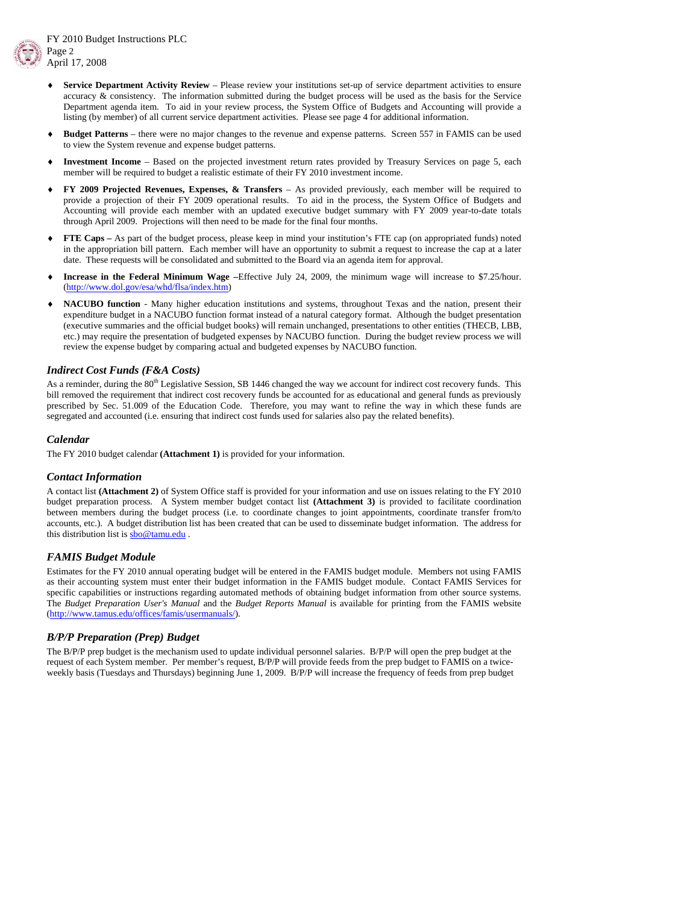- **Service Department Activity Review** – Please review your institutions set-up of service department activities to ensure accuracy & consistency. The information submitted during the budget process will be used as the basis for the Service Department agenda item. To aid in your review process, the System Office of Budgets and Accounting will provide a listing (by member) of all current service department activities. Please see page 4 for additional information.
- **Budget Patterns** – there were no major changes to the revenue and expense patterns. Screen 557 in FAMIS can be used to view the System revenue and expense budget patterns.
- **Investment Income** – Based on the projected investment return rates provided by Treasury Services on page 5, each member will be required to budget a realistic estimate of their FY 2010 investment income.
- **FY 2009 Projected Revenues, Expenses, & Transfers** – As provided previously, each member will be required to provide a projection of their FY 2009 operational results. To aid in the process, the System Office of Budgets and Accounting will provide each member with an updated executive budget summary with FY 2009 year-to-date totals through April 2009. Projections will then need to be made for the final four months.
- **FTE Caps –** As part of the budget process, please keep in mind your institution's FTE cap (on appropriated funds) noted in the appropriation bill pattern. Each member will have an opportunity to submit a request to increase the cap at a later date. These requests will be consolidated and submitted to the Board via an agenda item for approval.
- **Increase in the Federal Minimum Wage –**Effective July 24, 2009, the minimum wage will increase to $7.25/hour. (http://www.dol.gov/esa/whd/flsa/index.htm)
- **NACUBO function** - Many higher education institutions and systems, throughout Texas and the nation, present their expenditure budget in a NACUBO function format instead of a natural category format. Although the budget presentation (executive summaries and the official budget books) will remain unchanged, presentations to other entities (THECB, LBB, etc.) may require the presentation of budgeted expenses by NACUBO function. During the budget review process we will review the expense budget by comparing actual and budgeted expenses by NACUBO function.

## *Indirect Cost Funds (F&A Costs)*

As a reminder, during the 80th Legislative Session, SB 1446 changed the way we account for indirect cost recovery funds. This bill removed the requirement that indirect cost recovery funds be accounted for as educational and general funds as previously prescribed by Sec. 51.009 of the Education Code. Therefore, you may want to refine the way in which these funds are segregated and accounted (i.e. ensuring that indirect cost funds used for salaries also pay the related benefits).

## *Calendar*

The FY 2010 budget calendar **(Attachment 1)** is provided for your information.

## *Contact Information*

A contact list **(Attachment 2)** of System Office staff is provided for your information and use on issues relating to the FY 2010 budget preparation process. A System member budget contact list **(Attachment 3)** is provided to facilitate coordination between members during the budget process (i.e. to coordinate changes to joint appointments, coordinate transfer from/to accounts, etc.). A budget distribution list has been created that can be used to disseminate budget information. The address for this distribution list is sbo@tamu.edu .

## *FAMIS Budget Module*

Estimates for the FY 2010 annual operating budget will be entered in the FAMIS budget module. Members not using FAMIS as their accounting system must enter their budget information in the FAMIS budget module. Contact FAMIS Services for specific capabilities or instructions regarding automated methods of obtaining budget information from other source systems. The *Budget Preparation User's Manual* and the *Budget Reports Manual* is available for printing from the FAMIS website (http://www.tamus.edu/offices/famis/usermanuals/).

## *B/P/P Preparation (Prep) Budget*

The B/P/P prep budget is the mechanism used to update individual personnel salaries. B/P/P will open the prep budget at the request of each System member. Per member's request, B/P/P will provide feeds from the prep budget to FAMIS on a twice-weekly basis (Tuesdays and Thursdays) beginning June 1, 2009. B/P/P will increase the frequency of feeds from prep budget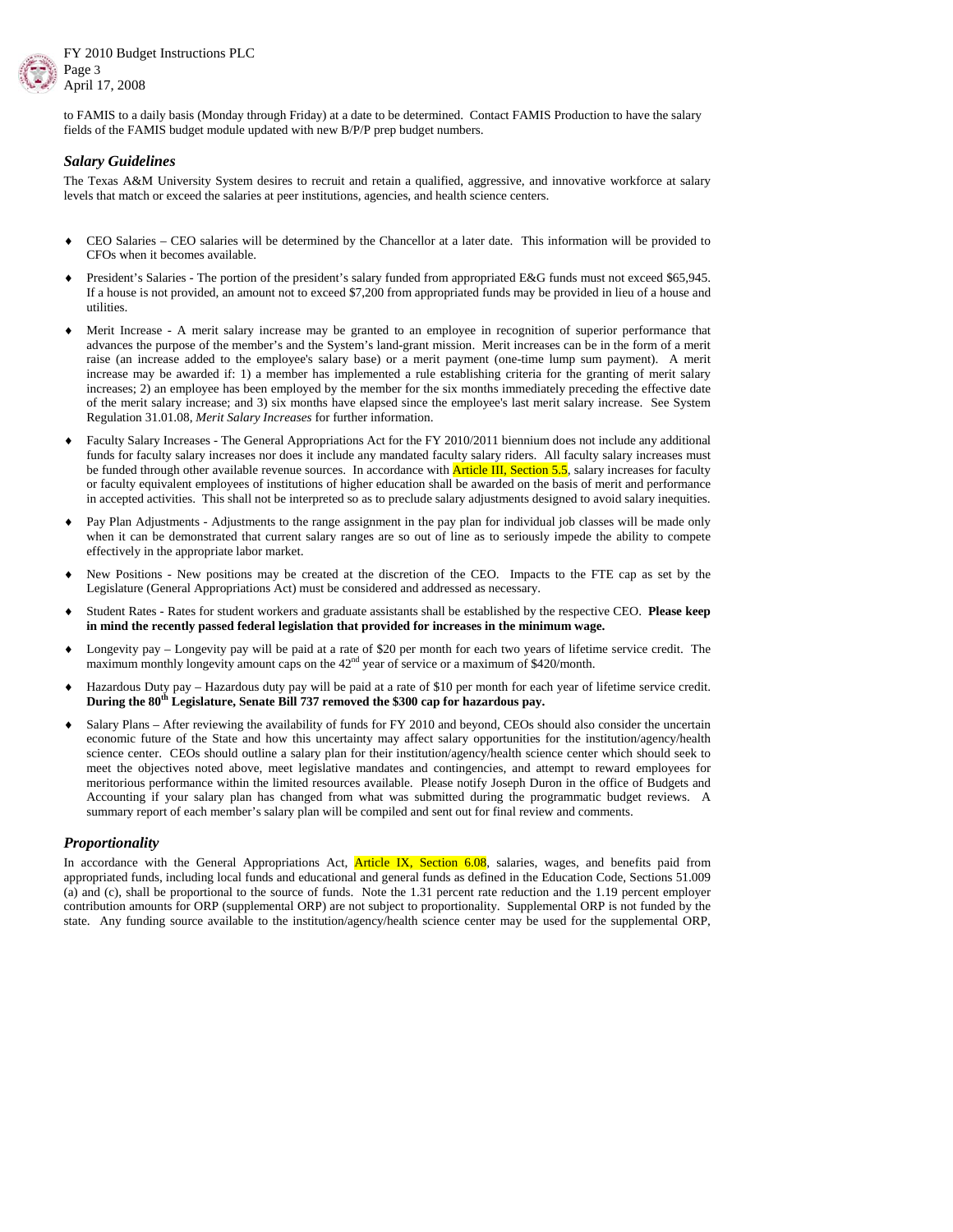to FAMIS to a daily basis (Monday through Friday) at a date to be determined. Contact FAMIS Production to have the salary fields of the FAMIS budget module updated with new B/P/P prep budget numbers.

### *Salary Guidelines*

The Texas A&M University System desires to recruit and retain a qualified, aggressive, and innovative workforce at salary levels that match or exceed the salaries at peer institutions, agencies, and health science centers.

- CEO Salaries – CEO salaries will be determined by the Chancellor at a later date. This information will be provided to CFOs when it becomes available.
- President's Salaries - The portion of the president's salary funded from appropriated E&G funds must not exceed $65,945. If a house is not provided, an amount not to exceed $7,200 from appropriated funds may be provided in lieu of a house and utilities.
- Merit Increase - A merit salary increase may be granted to an employee in recognition of superior performance that advances the purpose of the member's and the System's land-grant mission. Merit increases can be in the form of a merit raise (an increase added to the employee's salary base) or a merit payment (one-time lump sum payment). A merit increase may be awarded if: 1) a member has implemented a rule establishing criteria for the granting of merit salary increases; 2) an employee has been employed by the member for the six months immediately preceding the effective date of the merit salary increase; and 3) six months have elapsed since the employee's last merit salary increase. See System Regulation 31.01.08, *Merit Salary Increases* for further information.
- Faculty Salary Increases - The General Appropriations Act for the FY 2010/2011 biennium does not include any additional funds for faculty salary increases nor does it include any mandated faculty salary riders. All faculty salary increases must be funded through other available revenue sources. In accordance with Article III, Section 5.5, salary increases for faculty or faculty equivalent employees of institutions of higher education shall be awarded on the basis of merit and performance in accepted activities. This shall not be interpreted so as to preclude salary adjustments designed to avoid salary inequities.
- Pay Plan Adjustments - Adjustments to the range assignment in the pay plan for individual job classes will be made only when it can be demonstrated that current salary ranges are so out of line as to seriously impede the ability to compete effectively in the appropriate labor market.
- New Positions - New positions may be created at the discretion of the CEO. Impacts to the FTE cap as set by the Legislature (General Appropriations Act) must be considered and addressed as necessary.
- Student Rates - Rates for student workers and graduate assistants shall be established by the respective CEO. **Please keep in mind the recently passed federal legislation that provided for increases in the minimum wage.**
- Longevity pay – Longevity pay will be paid at a rate of $20 per month for each two years of lifetime service credit. The maximum monthly longevity amount caps on the 42nd year of service or a maximum of $420/month.
- Hazardous Duty pay – Hazardous duty pay will be paid at a rate of $10 per month for each year of lifetime service credit. **During the 80th Legislature, Senate Bill 737 removed the $300 cap for hazardous pay.**
- Salary Plans – After reviewing the availability of funds for FY 2010 and beyond, CEOs should also consider the uncertain economic future of the State and how this uncertainty may affect salary opportunities for the institution/agency/health science center. CEOs should outline a salary plan for their institution/agency/health science center which should seek to meet the objectives noted above, meet legislative mandates and contingencies, and attempt to reward employees for meritorious performance within the limited resources available. Please notify Joseph Duron in the office of Budgets and Accounting if your salary plan has changed from what was submitted during the programmatic budget reviews. A summary report of each member's salary plan will be compiled and sent out for final review and comments.

### *Proportionality*

In accordance with the General Appropriations Act, Article IX, Section 6.08, salaries, wages, and benefits paid from appropriated funds, including local funds and educational and general funds as defined in the Education Code, Sections 51.009 (a) and (c), shall be proportional to the source of funds. Note the 1.31 percent rate reduction and the 1.19 percent employer contribution amounts for ORP (supplemental ORP) are not subject to proportionality. Supplemental ORP is not funded by the state. Any funding source available to the institution/agency/health science center may be used for the supplemental ORP,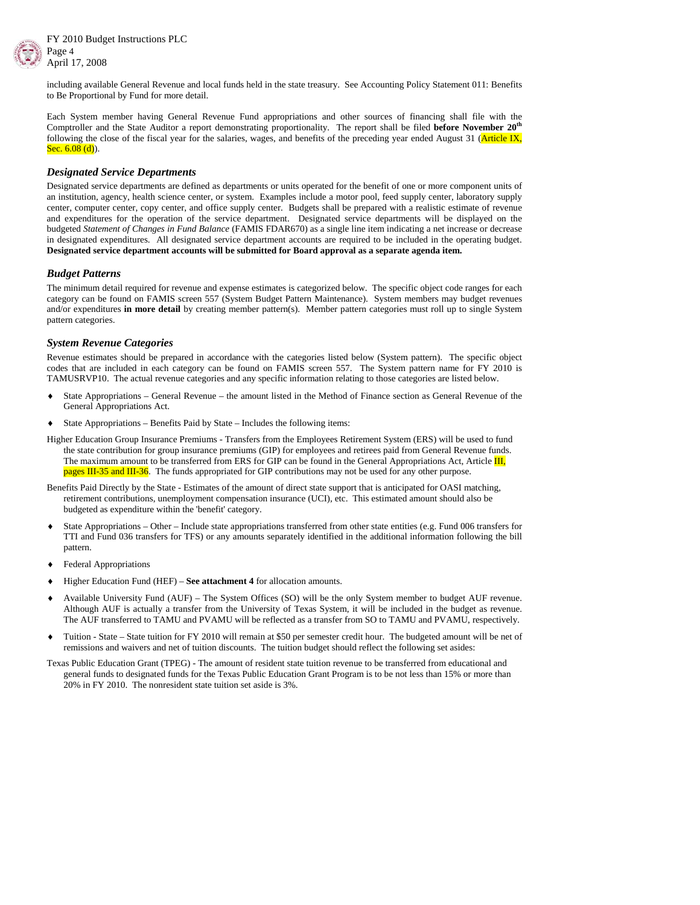including available General Revenue and local funds held in the state treasury. See Accounting Policy Statement 011: Benefits to Be Proportional by Fund for more detail.

Each System member having General Revenue Fund appropriations and other sources of financing shall file with the Comptroller and the State Auditor a report demonstrating proportionality. The report shall be filed **before November 20th** following the close of the fiscal year for the salaries, wages, and benefits of the preceding year ended August 31 (Article IX, Sec. 6.08 (d)).

### *Designated Service Departments*

Designated service departments are defined as departments or units operated for the benefit of one or more component units of an institution, agency, health science center, or system. Examples include a motor pool, feed supply center, laboratory supply center, computer center, copy center, and office supply center. Budgets shall be prepared with a realistic estimate of revenue and expenditures for the operation of the service department. Designated service departments will be displayed on the budgeted *Statement of Changes in Fund Balance* (FAMIS FDAR670) as a single line item indicating a net increase or decrease in designated expenditures. All designated service department accounts are required to be included in the operating budget. **Designated service department accounts will be submitted for Board approval as a separate agenda item.**

### *Budget Patterns*

The minimum detail required for revenue and expense estimates is categorized below. The specific object code ranges for each category can be found on FAMIS screen 557 (System Budget Pattern Maintenance). System members may budget revenues and/or expenditures **in more detail** by creating member pattern(s). Member pattern categories must roll up to single System pattern categories.

### *System Revenue Categories*

Revenue estimates should be prepared in accordance with the categories listed below (System pattern). The specific object codes that are included in each category can be found on FAMIS screen 557. The System pattern name for FY 2010 is TAMUSRVP10. The actual revenue categories and any specific information relating to those categories are listed below.

- State Appropriations – General Revenue – the amount listed in the Method of Finance section as General Revenue of the General Appropriations Act.
- State Appropriations – Benefits Paid by State – Includes the following items:

Higher Education Group Insurance Premiums - Transfers from the Employees Retirement System (ERS) will be used to fund the state contribution for group insurance premiums (GIP) for employees and retirees paid from General Revenue funds. The maximum amount to be transferred from ERS for GIP can be found in the General Appropriations Act, Article III, pages III-35 and III-36. The funds appropriated for GIP contributions may not be used for any other purpose.

Benefits Paid Directly by the State - Estimates of the amount of direct state support that is anticipated for OASI matching, retirement contributions, unemployment compensation insurance (UCI), etc. This estimated amount should also be budgeted as expenditure within the 'benefit' category.

- State Appropriations – Other – Include state appropriations transferred from other state entities (e.g. Fund 006 transfers for TTI and Fund 036 transfers for TFS) or any amounts separately identified in the additional information following the bill pattern.
- Federal Appropriations
- Higher Education Fund (HEF) – **See attachment 4** for allocation amounts.
- Available University Fund (AUF) – The System Offices (SO) will be the only System member to budget AUF revenue. Although AUF is actually a transfer from the University of Texas System, it will be included in the budget as revenue. The AUF transferred to TAMU and PVAMU will be reflected as a transfer from SO to TAMU and PVAMU, respectively.
- Tuition - State – State tuition for FY 2010 will remain at $50 per semester credit hour. The budgeted amount will be net of remissions and waivers and net of tuition discounts. The tuition budget should reflect the following set asides:

Texas Public Education Grant (TPEG) - The amount of resident state tuition revenue to be transferred from educational and general funds to designated funds for the Texas Public Education Grant Program is to be not less than 15% or more than 20% in FY 2010. The nonresident state tuition set aside is 3%.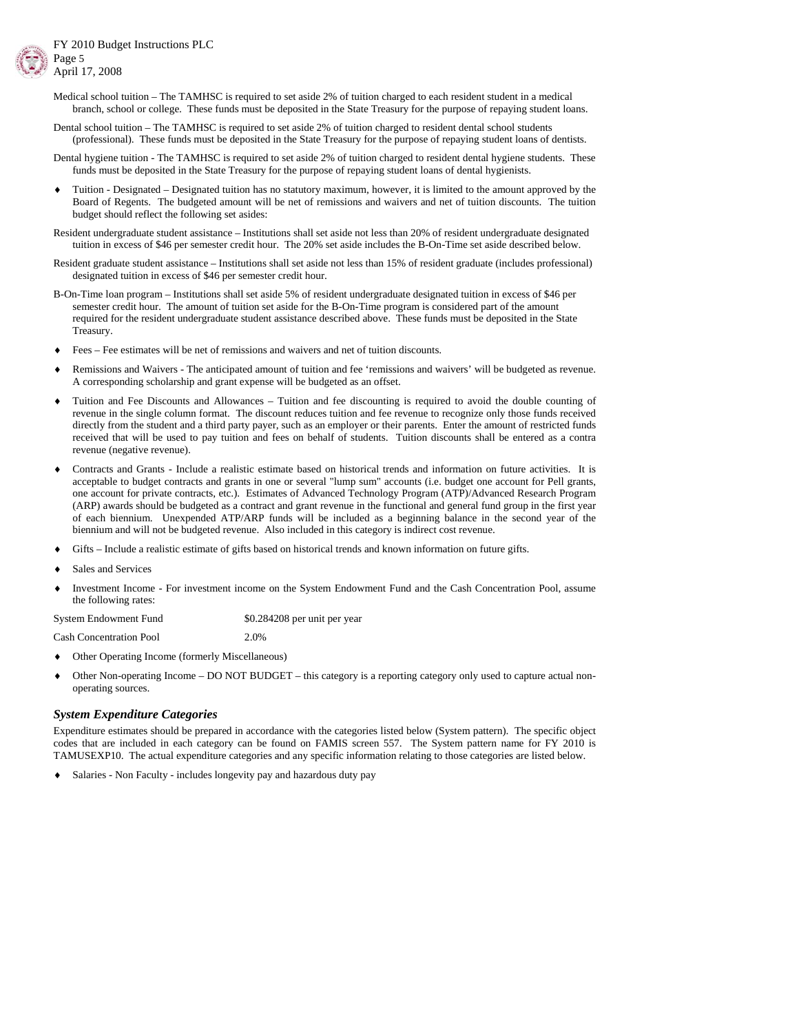Medical school tuition – The TAMHSC is required to set aside 2% of tuition charged to each resident student in a medical branch, school or college. These funds must be deposited in the State Treasury for the purpose of repaying student loans.

Dental school tuition – The TAMHSC is required to set aside 2% of tuition charged to resident dental school students (professional). These funds must be deposited in the State Treasury for the purpose of repaying student loans of dentists.

Dental hygiene tuition - The TAMHSC is required to set aside 2% of tuition charged to resident dental hygiene students. These funds must be deposited in the State Treasury for the purpose of repaying student loans of dental hygienists.

- Tuition - Designated – Designated tuition has no statutory maximum, however, it is limited to the amount approved by the Board of Regents. The budgeted amount will be net of remissions and waivers and net of tuition discounts. The tuition budget should reflect the following set asides:

Resident undergraduate student assistance – Institutions shall set aside not less than 20% of resident undergraduate designated tuition in excess of $46 per semester credit hour. The 20% set aside includes the B-On-Time set aside described below.

Resident graduate student assistance – Institutions shall set aside not less than 15% of resident graduate (includes professional) designated tuition in excess of $46 per semester credit hour.

B-On-Time loan program – Institutions shall set aside 5% of resident undergraduate designated tuition in excess of $46 per semester credit hour. The amount of tuition set aside for the B-On-Time program is considered part of the amount required for the resident undergraduate student assistance described above. These funds must be deposited in the State Treasury.

- Fees – Fee estimates will be net of remissions and waivers and net of tuition discounts.

- Remissions and Waivers - The anticipated amount of tuition and fee 'remissions and waivers' will be budgeted as revenue. A corresponding scholarship and grant expense will be budgeted as an offset.

- Tuition and Fee Discounts and Allowances – Tuition and fee discounting is required to avoid the double counting of revenue in the single column format. The discount reduces tuition and fee revenue to recognize only those funds received directly from the student and a third party payer, such as an employer or their parents. Enter the amount of restricted funds received that will be used to pay tuition and fees on behalf of students. Tuition discounts shall be entered as a contra revenue (negative revenue).

- Contracts and Grants - Include a realistic estimate based on historical trends and information on future activities. It is acceptable to budget contracts and grants in one or several "lump sum" accounts (i.e. budget one account for Pell grants, one account for private contracts, etc.). Estimates of Advanced Technology Program (ATP)/Advanced Research Program (ARP) awards should be budgeted as a contract and grant revenue in the functional and general fund group in the first year of each biennium. Unexpended ATP/ARP funds will be included as a beginning balance in the second year of the biennium and will not be budgeted revenue. Also included in this category is indirect cost revenue.

- Gifts – Include a realistic estimate of gifts based on historical trends and known information on future gifts.

- Sales and Services

- Investment Income - For investment income on the System Endowment Fund and the Cash Concentration Pool, assume the following rates:

| | |
|---|---|
| System Endowment Fund | $0.284208 per unit per year |
| Cash Concentration Pool | 2.0% |

- Other Operating Income (formerly Miscellaneous)

- Other Non-operating Income – DO NOT BUDGET – this category is a reporting category only used to capture actual non-operating sources.

### *System Expenditure Categories*

Expenditure estimates should be prepared in accordance with the categories listed below (System pattern). The specific object codes that are included in each category can be found on FAMIS screen 557. The System pattern name for FY 2010 is TAMUSEXP10. The actual expenditure categories and any specific information relating to those categories are listed below.

- Salaries - Non Faculty - includes longevity pay and hazardous duty pay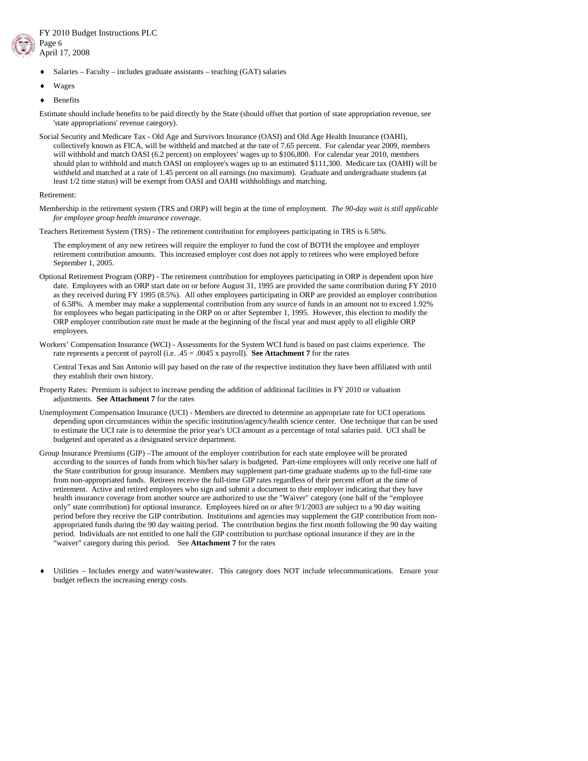- Salaries – Faculty – includes graduate assistants – teaching (GAT) salaries
- Wages
- Benefits

Estimate should include benefits to be paid directly by the State (should offset that portion of state appropriation revenue, see 'state appropriations' revenue category).

Social Security and Medicare Tax - Old Age and Survivors Insurance (OASI) and Old Age Health Insurance (OAHI), collectively known as FICA, will be withheld and matched at the rate of 7.65 percent. For calendar year 2009, members will withhold and match OASI (6.2 percent) on employees' wages up to $106,800. For calendar year 2010, members should plan to withhold and match OASI on employee's wages up to an estimated $111,300. Medicare tax (OAHI) will be withheld and matched at a rate of 1.45 percent on all earnings (no maximum). Graduate and undergraduate students (at least 1/2 time status) will be exempt from OASI and OAHI withholdings and matching.

Retirement:

Membership in the retirement system (TRS and ORP) will begin at the time of employment. *The 90-day wait is still applicable for employee group health insurance coverage.*

Teachers Retirement System (TRS) - The retirement contribution for employees participating in TRS is 6.58%.

The employment of any new retirees will require the employer to fund the cost of BOTH the employee and employer retirement contribution amounts. This increased employer cost does not apply to retirees who were employed before September 1, 2005.

Optional Retirement Program (ORP) - The retirement contribution for employees participating in ORP is dependent upon hire date. Employees with an ORP start date on or before August 31, 1995 are provided the same contribution during FY 2010 as they received during FY 1995 (8.5%). All other employees participating in ORP are provided an employer contribution of 6.58%. A member may make a supplemental contribution from any source of funds in an amount not to exceed 1.92% for employees who began participating in the ORP on or after September 1, 1995. However, this election to modify the ORP employer contribution rate must be made at the beginning of the fiscal year and must apply to all eligible ORP employees.

Workers' Compensation Insurance (WCI) - Assessments for the System WCI fund is based on past claims experience. The rate represents a percent of payroll (i.e. .45 = .0045 x payroll). **See Attachment 7** for the rates

Central Texas and San Antonio will pay based on the rate of the respective institution they have been affiliated with until they establish their own history.

Property Rates: Premium is subject to increase pending the addition of additional facilities in FY 2010 or valuation adjustments. **See Attachment 7** for the rates

Unemployment Compensation Insurance (UCI) - Members are directed to determine an appropriate rate for UCI operations depending upon circumstances within the specific institution/agency/health science center. One technique that can be used to estimate the UCI rate is to determine the prior year's UCI amount as a percentage of total salaries paid. UCI shall be budgeted and operated as a designated service department.

Group Insurance Premiums (GIP) –The amount of the employer contribution for each state employee will be prorated according to the sources of funds from which his/her salary is budgeted. Part-time employees will only receive one half of the State contribution for group insurance. Members may supplement part-time graduate students up to the full-time rate from non-appropriated funds. Retirees receive the full-time GIP rates regardless of their percent effort at the time of retirement. Active and retired employees who sign and submit a document to their employer indicating that they have health insurance coverage from another source are authorized to use the "Waiver" category (one half of the "employee only" state contribution) for optional insurance. Employees hired on or after 9/1/2003 are subject to a 90 day waiting period before they receive the GIP contribution. Institutions and agencies may supplement the GIP contribution from non-appropriated funds during the 90 day waiting period. The contribution begins the first month following the 90 day waiting period. Individuals are not entitled to one half the GIP contribution to purchase optional insurance if they are in the "waiver" category during this period. See **Attachment 7** for the rates

- Utilities – Includes energy and water/wastewater. This category does NOT include telecommunications. Ensure your budget reflects the increasing energy costs.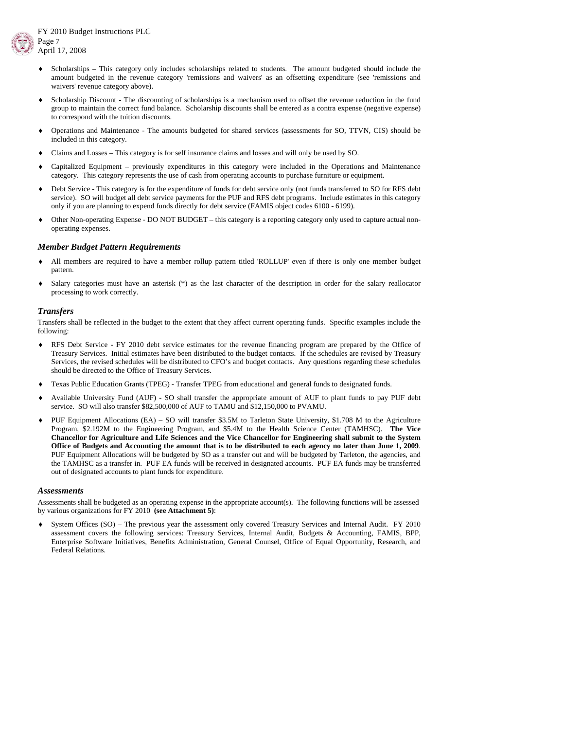- Scholarships – This category only includes scholarships related to students. The amount budgeted should include the amount budgeted in the revenue category 'remissions and waivers' as an offsetting expenditure (see 'remissions and waivers' revenue category above).
- Scholarship Discount - The discounting of scholarships is a mechanism used to offset the revenue reduction in the fund group to maintain the correct fund balance. Scholarship discounts shall be entered as a contra expense (negative expense) to correspond with the tuition discounts.
- Operations and Maintenance - The amounts budgeted for shared services (assessments for SO, TTVN, CIS) should be included in this category.
- Claims and Losses – This category is for self insurance claims and losses and will only be used by SO.
- Capitalized Equipment – previously expenditures in this category were included in the Operations and Maintenance category. This category represents the use of cash from operating accounts to purchase furniture or equipment.
- Debt Service - This category is for the expenditure of funds for debt service only (not funds transferred to SO for RFS debt service). SO will budget all debt service payments for the PUF and RFS debt programs. Include estimates in this category only if you are planning to expend funds directly for debt service (FAMIS object codes 6100 - 6199).
- Other Non-operating Expense - DO NOT BUDGET – this category is a reporting category only used to capture actual non-operating expenses.

### *Member Budget Pattern Requirements*

- All members are required to have a member rollup pattern titled 'ROLLUP' even if there is only one member budget pattern.
- Salary categories must have an asterisk (*) as the last character of the description in order for the salary reallocator processing to work correctly.

### *Transfers*

Transfers shall be reflected in the budget to the extent that they affect current operating funds. Specific examples include the following:

- RFS Debt Service - FY 2010 debt service estimates for the revenue financing program are prepared by the Office of Treasury Services. Initial estimates have been distributed to the budget contacts. If the schedules are revised by Treasury Services, the revised schedules will be distributed to CFO's and budget contacts. Any questions regarding these schedules should be directed to the Office of Treasury Services.
- Texas Public Education Grants (TPEG) - Transfer TPEG from educational and general funds to designated funds.
- Available University Fund (AUF) - SO shall transfer the appropriate amount of AUF to plant funds to pay PUF debt service. SO will also transfer $82,500,000 of AUF to TAMU and $12,150,000 to PVAMU.
- PUF Equipment Allocations (EA) – SO will transfer $3.5M to Tarleton State University, $1.708 M to the Agriculture Program, $2.192M to the Engineering Program, and $5.4M to the Health Science Center (TAMHSC). **The Vice Chancellor for Agriculture and Life Sciences and the Vice Chancellor for Engineering shall submit to the System Office of Budgets and Accounting the amount that is to be distributed to each agency no later than June 1, 2009**. PUF Equipment Allocations will be budgeted by SO as a transfer out and will be budgeted by Tarleton, the agencies, and the TAMHSC as a transfer in. PUF EA funds will be received in designated accounts. PUF EA funds may be transferred out of designated accounts to plant funds for expenditure.

### *Assessments*

Assessments shall be budgeted as an operating expense in the appropriate account(s). The following functions will be assessed by various organizations for FY 2010 **(see Attachment 5)**:

- System Offices (SO) – The previous year the assessment only covered Treasury Services and Internal Audit. FY 2010 assessment covers the following services: Treasury Services, Internal Audit, Budgets & Accounting, FAMIS, BPP, Enterprise Software Initiatives, Benefits Administration, General Counsel, Office of Equal Opportunity, Research, and Federal Relations.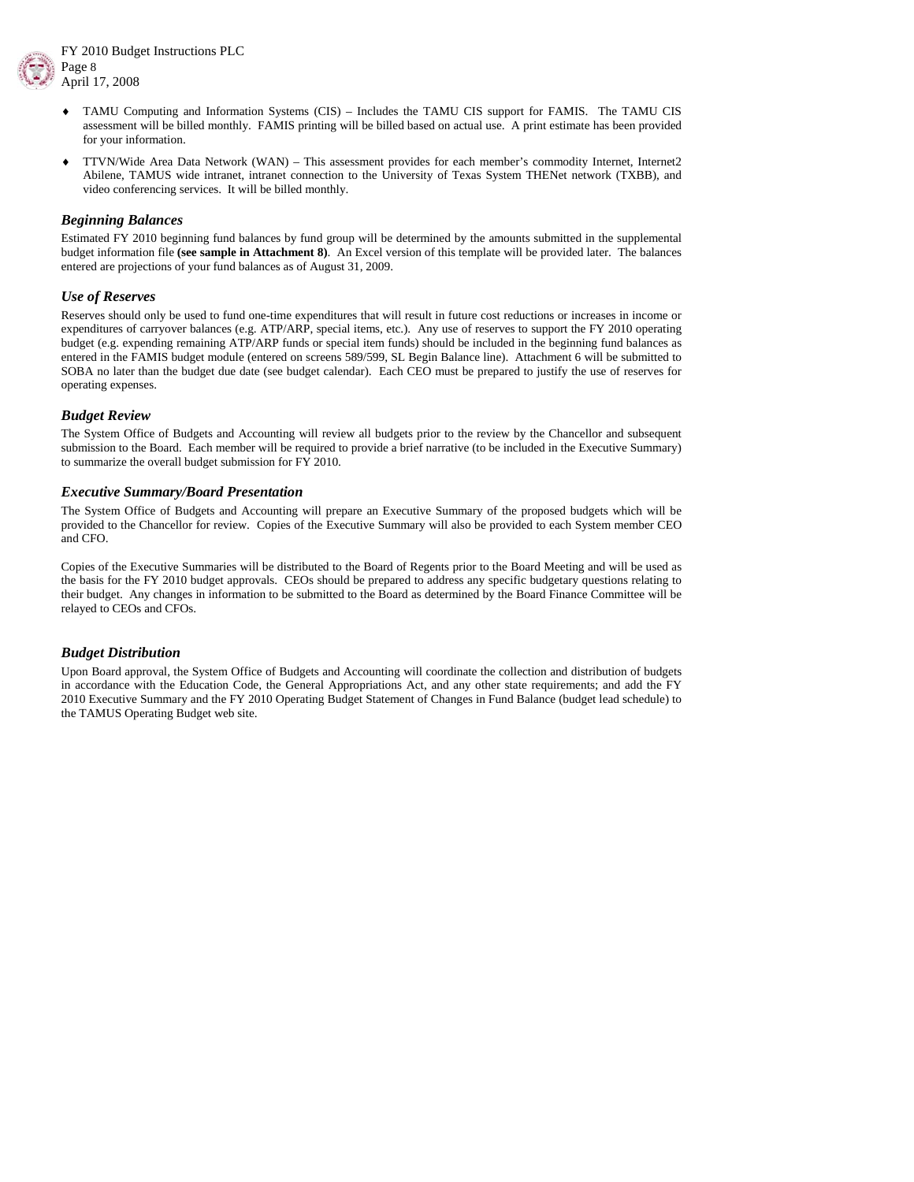- TAMU Computing and Information Systems (CIS) – Includes the TAMU CIS support for FAMIS. The TAMU CIS assessment will be billed monthly. FAMIS printing will be billed based on actual use. A print estimate has been provided for your information.

- TTVN/Wide Area Data Network (WAN) – This assessment provides for each member's commodity Internet, Internet2 Abilene, TAMUS wide intranet, intranet connection to the University of Texas System THENet network (TXBB), and video conferencing services. It will be billed monthly.

### *Beginning Balances*

Estimated FY 2010 beginning fund balances by fund group will be determined by the amounts submitted in the supplemental budget information file **(see sample in Attachment 8)**. An Excel version of this template will be provided later. The balances entered are projections of your fund balances as of August 31, 2009.

### *Use of Reserves*

Reserves should only be used to fund one-time expenditures that will result in future cost reductions or increases in income or expenditures of carryover balances (e.g. ATP/ARP, special items, etc.). Any use of reserves to support the FY 2010 operating budget (e.g. expending remaining ATP/ARP funds or special item funds) should be included in the beginning fund balances as entered in the FAMIS budget module (entered on screens 589/599, SL Begin Balance line). Attachment 6 will be submitted to SOBA no later than the budget due date (see budget calendar). Each CEO must be prepared to justify the use of reserves for operating expenses.

### *Budget Review*

The System Office of Budgets and Accounting will review all budgets prior to the review by the Chancellor and subsequent submission to the Board. Each member will be required to provide a brief narrative (to be included in the Executive Summary) to summarize the overall budget submission for FY 2010.

### *Executive Summary/Board Presentation*

The System Office of Budgets and Accounting will prepare an Executive Summary of the proposed budgets which will be provided to the Chancellor for review. Copies of the Executive Summary will also be provided to each System member CEO and CFO.

Copies of the Executive Summaries will be distributed to the Board of Regents prior to the Board Meeting and will be used as the basis for the FY 2010 budget approvals. CEOs should be prepared to address any specific budgetary questions relating to their budget. Any changes in information to be submitted to the Board as determined by the Board Finance Committee will be relayed to CEOs and CFOs.

### *Budget Distribution*

Upon Board approval, the System Office of Budgets and Accounting will coordinate the collection and distribution of budgets in accordance with the Education Code, the General Appropriations Act, and any other state requirements; and add the FY 2010 Executive Summary and the FY 2010 Operating Budget Statement of Changes in Fund Balance (budget lead schedule) to the TAMUS Operating Budget web site.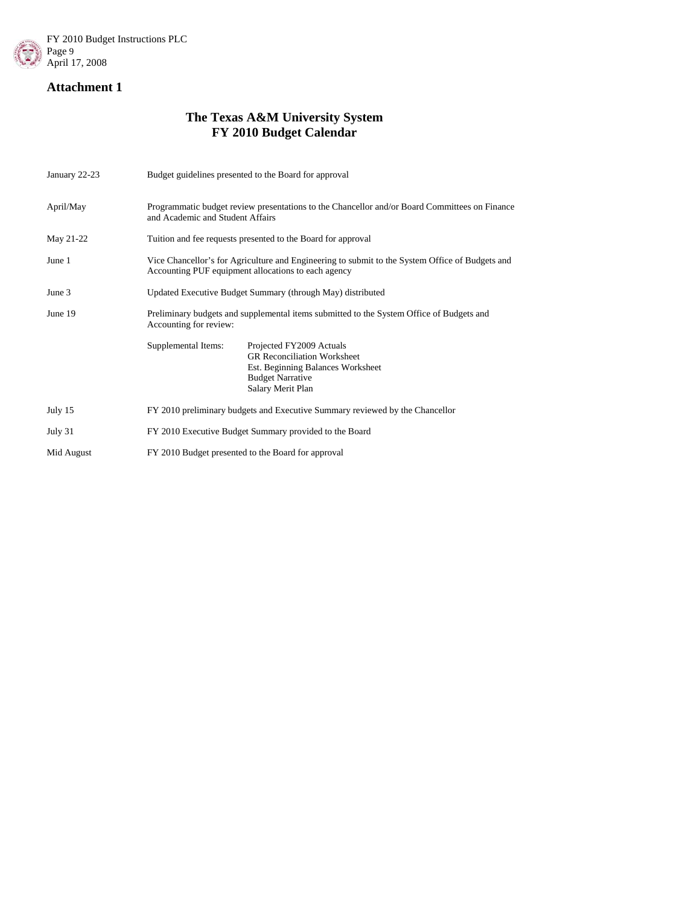## Attachment 1

# The Texas A&M University System
# FY 2010 Budget Calendar

| | |
|---|---|
| January 22-23 | Budget guidelines presented to the Board for approval |
| April/May | Programmatic budget review presentations to the Chancellor and/or Board Committees on Finance and Academic and Student Affairs |
| May 21-22 | Tuition and fee requests presented to the Board for approval |
| June 1 | Vice Chancellor's for Agriculture and Engineering to submit to the System Office of Budgets and Accounting PUF equipment allocations to each agency |
| June 3 | Updated Executive Budget Summary (through May) distributed |
| June 19 | Preliminary budgets and supplemental items submitted to the System Office of Budgets and Accounting for review:<br>Supplemental Items: Projected FY2009 Actuals; GR Reconciliation Worksheet; Est. Beginning Balances Worksheet; Budget Narrative; Salary Merit Plan |
| July 15 | FY 2010 preliminary budgets and Executive Summary reviewed by the Chancellor |
| July 31 | FY 2010 Executive Budget Summary provided to the Board |
| Mid August | FY 2010 Budget presented to the Board for approval |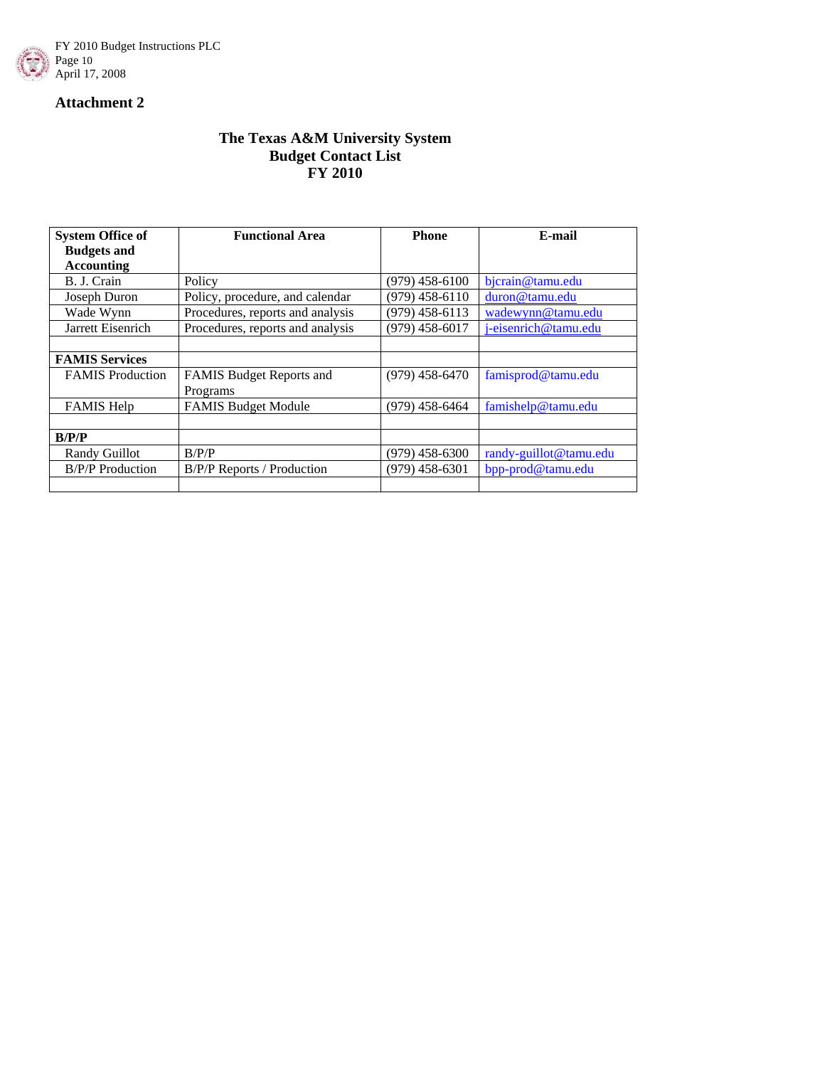## Attachment 2

**The Texas A&M University System**
**Budget Contact List**
**FY 2010**

| System Office of Budgets and Accounting | Functional Area | Phone | E-mail |
|---|---|---|---|
| B. J. Crain | Policy | (979) 458-6100 | bjcrain@tamu.edu |
| Joseph Duron | Policy, procedure, and calendar | (979) 458-6110 | duron@tamu.edu |
| Wade Wynn | Procedures, reports and analysis | (979) 458-6113 | wadewynn@tamu.edu |
| Jarrett Eisenrich | Procedures, reports and analysis | (979) 458-6017 | j-eisenrich@tamu.edu |
| | | | |
| **FAMIS Services** | | | |
| FAMIS Production | FAMIS Budget Reports and Programs | (979) 458-6470 | famisprod@tamu.edu |
| FAMIS Help | FAMIS Budget Module | (979) 458-6464 | famishelp@tamu.edu |
| | | | |
| **B/P/P** | | | |
| Randy Guillot | B/P/P | (979) 458-6300 | randy-guillot@tamu.edu |
| B/P/P Production | B/P/P Reports / Production | (979) 458-6301 | bpp-prod@tamu.edu |
| | | | |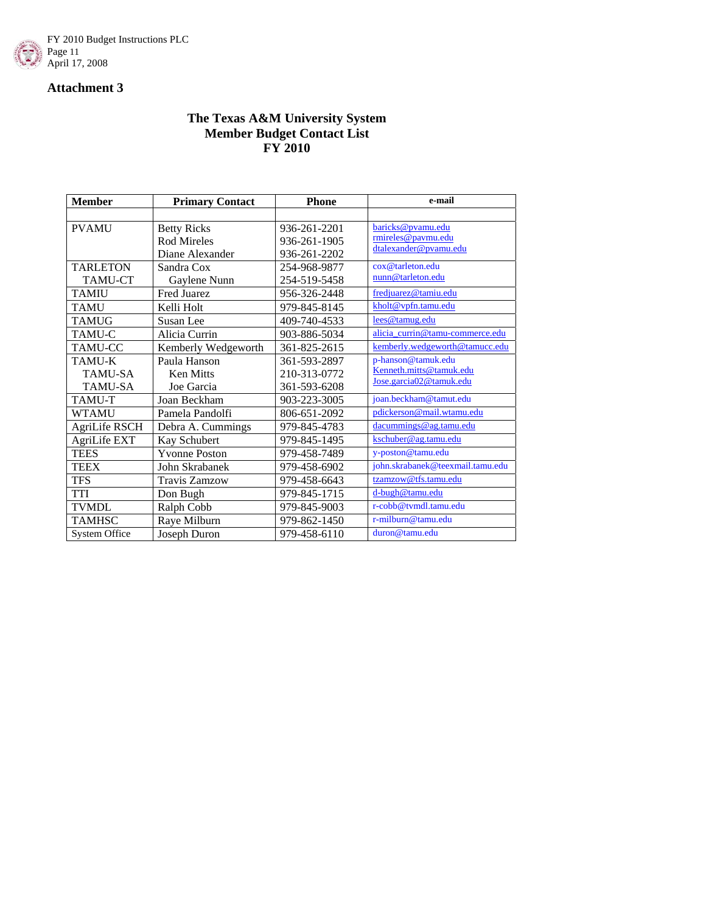## Attachment 3

### The Texas A&M University System
### Member Budget Contact List
### FY 2010

| Member | Primary Contact | Phone | e-mail |
|---|---|---|---|
| | | | |
| PVAMU | Betty Ricks<br>Rod Mireles<br>Diane Alexander | 936-261-2201<br>936-261-1905<br>936-261-2202 | baricks@pvamu.edu<br>rmireles@pavmu.edu<br>dtalexander@pvamu.edu |
| TARLETON<br>TAMU-CT | Sandra Cox<br>Gaylene Nunn | 254-968-9877<br>254-519-5458 | cox@tarleton.edu<br>nunn@tarleton.edu |
| TAMIU | Fred Juarez | 956-326-2448 | fredjuarez@tamiu.edu |
| TAMU | Kelli Holt | 979-845-8145 | kholt@vpfn.tamu.edu |
| TAMUG | Susan Lee | 409-740-4533 | lees@tamug.edu |
| TAMU-C | Alicia Currin | 903-886-5034 | alicia_currin@tamu-commerce.edu |
| TAMU-CC | Kemberly Wedgeworth | 361-825-2615 | kemberly.wedgeworth@tamucc.edu |
| TAMU-K<br>TAMU-SA<br>TAMU-SA | Paula Hanson<br>Ken Mitts<br>Joe Garcia | 361-593-2897<br>210-313-0772<br>361-593-6208 | p-hanson@tamuk.edu<br>Kenneth.mitts@tamuk.edu<br>Jose.garcia02@tamuk.edu |
| TAMU-T | Joan Beckham | 903-223-3005 | joan.beckham@tamut.edu |
| WTAMU | Pamela Pandolfi | 806-651-2092 | pdickerson@mail.wtamu.edu |
| AgriLife RSCH | Debra A. Cummings | 979-845-4783 | dacummings@ag.tamu.edu |
| AgriLife EXT | Kay Schubert | 979-845-1495 | kschuber@ag.tamu.edu |
| TEES | Yvonne Poston | 979-458-7489 | y-poston@tamu.edu |
| TEEX | John Skrabanek | 979-458-6902 | john.skrabanek@teexmail.tamu.edu |
| TFS | Travis Zamzow | 979-458-6643 | tzamzow@tfs.tamu.edu |
| TTI | Don Bugh | 979-845-1715 | d-bugh@tamu.edu |
| TVMDL | Ralph Cobb | 979-845-9003 | r-cobb@tvmdl.tamu.edu |
| TAMHSC | Raye Milburn | 979-862-1450 | r-milburn@tamu.edu |
| System Office | Joseph Duron | 979-458-6110 | duron@tamu.edu |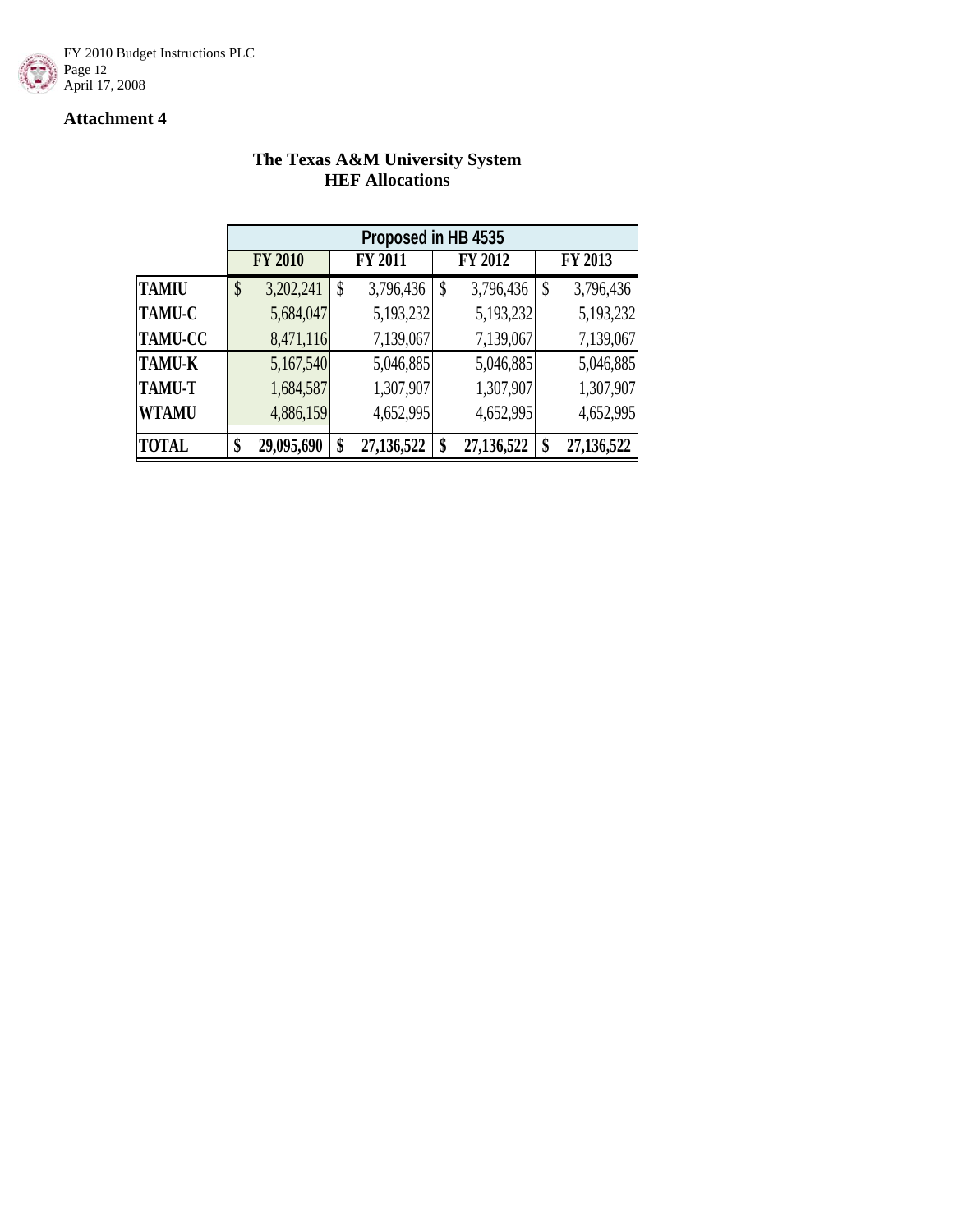## Attachment 4

### The Texas A&M University System
### HEF Allocations

| | Proposed in HB 4535 | | | |
|---|---|---|---|---|
| | FY 2010 | FY 2011 | FY 2012 | FY 2013 |
| **TAMIU** | $ 3,202,241 | $ 3,796,436 | $ 3,796,436 | $ 3,796,436 |
| **TAMU-C** | 5,684,047 | 5,193,232 | 5,193,232 | 5,193,232 |
| **TAMU-CC** | 8,471,116 | 7,139,067 | 7,139,067 | 7,139,067 |
| **TAMU-K** | 5,167,540 | 5,046,885 | 5,046,885 | 5,046,885 |
| **TAMU-T** | 1,684,587 | 1,307,907 | 1,307,907 | 1,307,907 |
| **WTAMU** | 4,886,159 | 4,652,995 | 4,652,995 | 4,652,995 |
| **TOTAL** | **$ 29,095,690** | **$ 27,136,522** | **$ 27,136,522** | **$ 27,136,522** |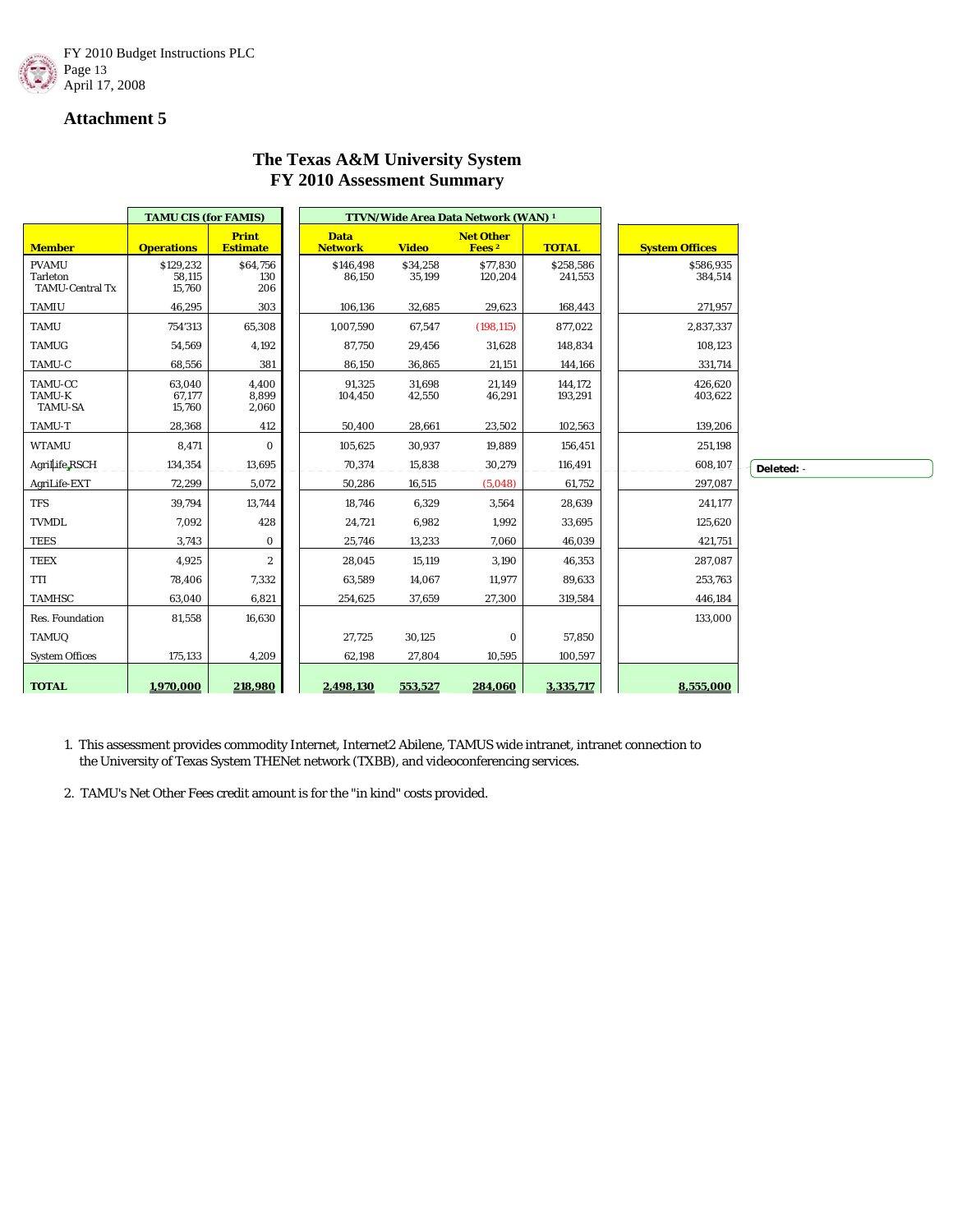FY 2010 Budget Instructions PLC
April 17, 2008

## Attachment 5

### The Texas A&M University System
### FY 2010 Assessment Summary

| | TAMU CIS (for FAMIS) | | TTVN/Wide Area Data Network (WAN) [1] | | | | |
|---|---|---|---|---|---|---|---|
| **Member** | **Operations** | **Print Estimate** | **Data Network** | **Video** | **Net Other Fees [2]** | **TOTAL** | **System Offices** |
| PVAMU | $129,232 | $64,756 | $146,498 | $34,258 | $77,830 | $258,586 | $586,935 |
| Tarleton | 58,115 | 130 | 86,150 | 35,199 | 120,204 | 241,553 | 384,514 |
| TAMU-Central Tx | 15,760 | 206 | | | | | |
| TAMIU | 46,295 | 303 | 106,136 | 32,685 | 29,623 | 168,443 | 271,957 |
| TAMU | 754'313 | 65,308 | 1,007,590 | 67,547 | (198,115) | 877,022 | 2,837,337 |
| TAMUG | 54,569 | 4,192 | 87,750 | 29,456 | 31,628 | 148,834 | 108,123 |
| TAMU-C | 68,556 | 381 | 86,150 | 36,865 | 21,151 | 144,166 | 331,714 |
| TAMU-CC | 63,040 | 4,400 | 91,325 | 31,698 | 21,149 | 144,172 | 426,620 |
| TAMU-K | 67,177 | 8,899 | 104,450 | 42,550 | 46,291 | 193,291 | 403,622 |
| TAMU-SA | 15,760 | 2,060 | | | | | |
| TAMU-T | 28,368 | 412 | 50,400 | 28,661 | 23,502 | 102,563 | 139,206 |
| WTAMU | 8,471 | 0 | 105,625 | 30,937 | 19,889 | 156,451 | 251,198 |
| AgriLife RSCH | 134,354 | 13,695 | 70,374 | 15,838 | 30,279 | 116,491 | 608,107 |
| AgriLife-EXT | 72,299 | 5,072 | 50,286 | 16,515 | (5,048) | 61,752 | 297,087 |
| TFS | 39,794 | 13,744 | 18,746 | 6,329 | 3,564 | 28,639 | 241,177 |
| TVMDL | 7,092 | 428 | 24,721 | 6,982 | 1,992 | 33,695 | 125,620 |
| TEES | 3,743 | 0 | 25,746 | 13,233 | 7,060 | 46,039 | 421,751 |
| TEEX | 4,925 | 2 | 28,045 | 15,119 | 3,190 | 46,353 | 287,087 |
| TTI | 78,406 | 7,332 | 63,589 | 14,067 | 11,977 | 89,633 | 253,763 |
| TAMHSC | 63,040 | 6,821 | 254,625 | 37,659 | 27,300 | 319,584 | 446,184 |
| Res. Foundation | 81,558 | 16,630 | | | | | 133,000 |
| TAMUQ | | | 27,725 | 30,125 | 0 | 57,850 | |
| System Offices | 175,133 | 4,209 | 62,198 | 27,804 | 10,595 | 100,597 | |
| **TOTAL** | **1,970,000** | **218,980** | **2,498,130** | **553,527** | **284,060** | **3,335,717** | **8,555,000** |

1. This assessment provides commodity Internet, Internet2 Abilene, TAMUS wide intranet, intranet connection to the University of Texas System THENet network (TXBB), and videoconferencing services.

2. TAMU's Net Other Fees credit amount is for the "in kind" costs provided.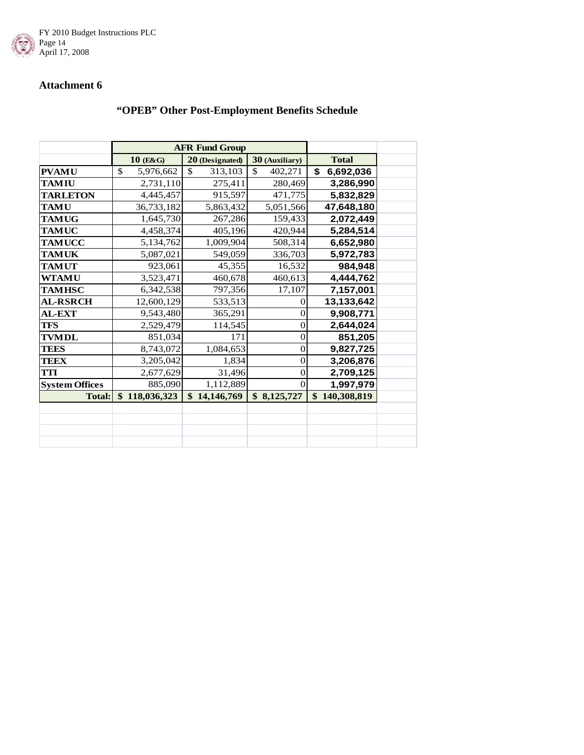## Attachment 6

### "OPEB" Other Post-Employment Benefits Schedule

| | AFR Fund Group | | | |
|---|---|---|---|---|
| | 10 (E&G) | 20 (Designated) | 30 (Auxiliary) | Total |
| PVAMU | $ 5,976,662 | $ 313,103 | $ 402,271 | $ 6,692,036 |
| TAMIU | 2,731,110 | 275,411 | 280,469 | 3,286,990 |
| TARLETON | 4,445,457 | 915,597 | 471,775 | 5,832,829 |
| TAMU | 36,733,182 | 5,863,432 | 5,051,566 | 47,648,180 |
| TAMUG | 1,645,730 | 267,286 | 159,433 | 2,072,449 |
| TAMUC | 4,458,374 | 405,196 | 420,944 | 5,284,514 |
| TAMUCC | 5,134,762 | 1,009,904 | 508,314 | 6,652,980 |
| TAMUK | 5,087,021 | 549,059 | 336,703 | 5,972,783 |
| TAMUT | 923,061 | 45,355 | 16,532 | 984,948 |
| WTAMU | 3,523,471 | 460,678 | 460,613 | 4,444,762 |
| TAMHSC | 6,342,538 | 797,356 | 17,107 | 7,157,001 |
| AL-RSRCH | 12,600,129 | 533,513 | 0 | 13,133,642 |
| AL-EXT | 9,543,480 | 365,291 | 0 | 9,908,771 |
| TFS | 2,529,479 | 114,545 | 0 | 2,644,024 |
| TVMDL | 851,034 | 171 | 0 | 851,205 |
| TEES | 8,743,072 | 1,084,653 | 0 | 9,827,725 |
| TEEX | 3,205,042 | 1,834 | 0 | 3,206,876 |
| TTI | 2,677,629 | 31,496 | 0 | 2,709,125 |
| System Offices | 885,090 | 1,112,889 | 0 | 1,997,979 |
| Total: | $ 118,036,323 | $ 14,146,769 | $ 8,125,727 | $ 140,308,819 |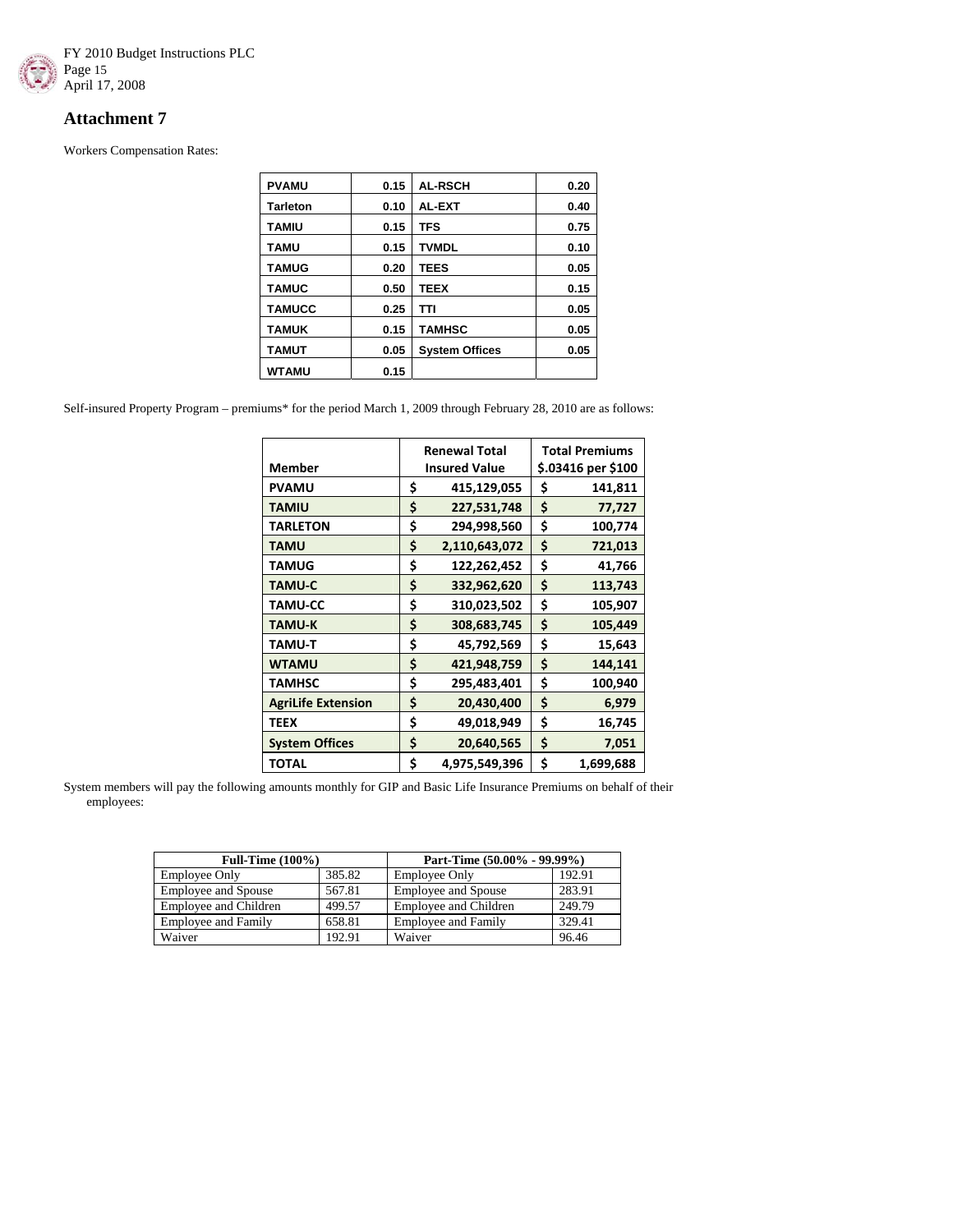## Attachment 7

Workers Compensation Rates:

| | | | |
|---|---|---|---|
| **PVAMU** | **0.15** | **AL-RSCH** | **0.20** |
| **Tarleton** | **0.10** | **AL-EXT** | **0.40** |
| **TAMIU** | **0.15** | **TFS** | **0.75** |
| **TAMU** | **0.15** | **TVMDL** | **0.10** |
| **TAMUG** | **0.20** | **TEES** | **0.05** |
| **TAMUC** | **0.50** | **TEEX** | **0.15** |
| **TAMUCC** | **0.25** | **TTI** | **0.05** |
| **TAMUK** | **0.15** | **TAMHSC** | **0.05** |
| **TAMUT** | **0.05** | **System Offices** | **0.05** |
| **WTAMU** | **0.15** | | |

Self-insured Property Program – premiums* for the period March 1, 2009 through February 28, 2010 are as follows:

| Member | Renewal Total Insured Value | Total Premiums $.03416 per $100 |
|---|---|---|
| **PVAMU** | $ 415,129,055 | $ 141,811 |
| **TAMIU** | $ 227,531,748 | $ 77,727 |
| **TARLETON** | $ 294,998,560 | $ 100,774 |
| **TAMU** | $ 2,110,643,072 | $ 721,013 |
| **TAMUG** | $ 122,262,452 | $ 41,766 |
| **TAMU-C** | $ 332,962,620 | $ 113,743 |
| **TAMU-CC** | $ 310,023,502 | $ 105,907 |
| **TAMU-K** | $ 308,683,745 | $ 105,449 |
| **TAMU-T** | $ 45,792,569 | $ 15,643 |
| **WTAMU** | $ 421,948,759 | $ 144,141 |
| **TAMHSC** | $ 295,483,401 | $ 100,940 |
| **AgriLife Extension** | $ 20,430,400 | $ 6,979 |
| **TEEX** | $ 49,018,949 | $ 16,745 |
| **System Offices** | $ 20,640,565 | $ 7,051 |
| **TOTAL** | $ 4,975,549,396 | $ 1,699,688 |

System members will pay the following amounts monthly for GIP and Basic Life Insurance Premiums on behalf of their employees:

| Full-Time (100%) | | Part-Time (50.00% - 99.99%) | |
|---|---|---|---|
| Employee Only | 385.82 | Employee Only | 192.91 |
| Employee and Spouse | 567.81 | Employee and Spouse | 283.91 |
| Employee and Children | 499.57 | Employee and Children | 249.79 |
| Employee and Family | 658.81 | Employee and Family | 329.41 |
| Waiver | 192.91 | Waiver | 96.46 |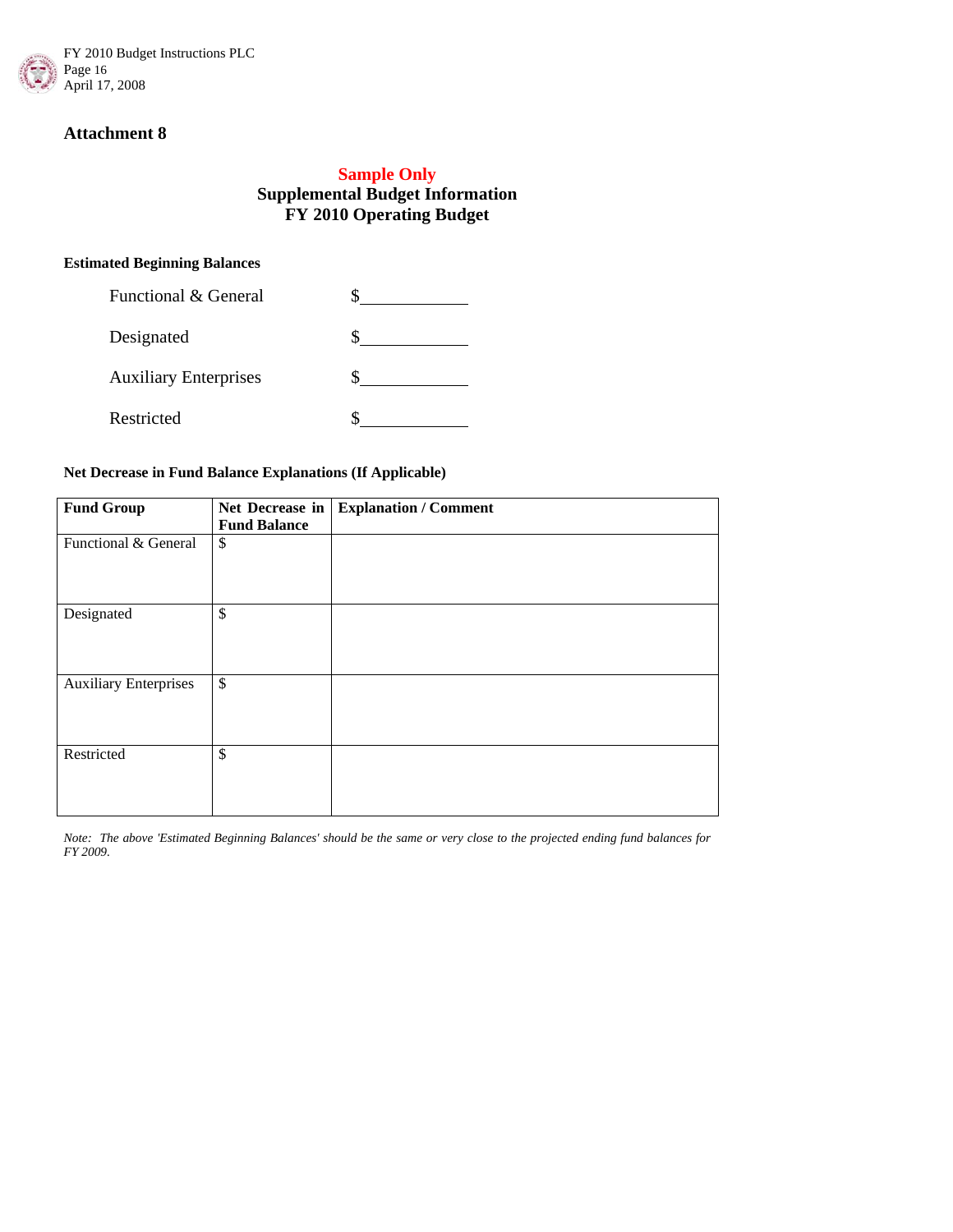## Attachment 8

**Sample Only**
**Supplemental Budget Information**
**FY 2010 Operating Budget**

**Estimated Beginning Balances**

Functional & General $\_\_\_\_\_\_\_\_\_\_\_\_

Designated $\_\_\_\_\_\_\_\_\_\_\_\_

Auxiliary Enterprises $\_\_\_\_\_\_\_\_\_\_\_\_

Restricted $\_\_\_\_\_\_\_\_\_\_\_\_

**Net Decrease in Fund Balance Explanations (If Applicable)**

| **Fund Group** | **Net Decrease in Fund Balance** | **Explanation / Comment** |
|---|---|---|
| Functional & General | $ | |
| Designated | $ | |
| Auxiliary Enterprises | $ | |
| Restricted | $ | |

*Note: The above 'Estimated Beginning Balances' should be the same or very close to the projected ending fund balances for FY 2009.*